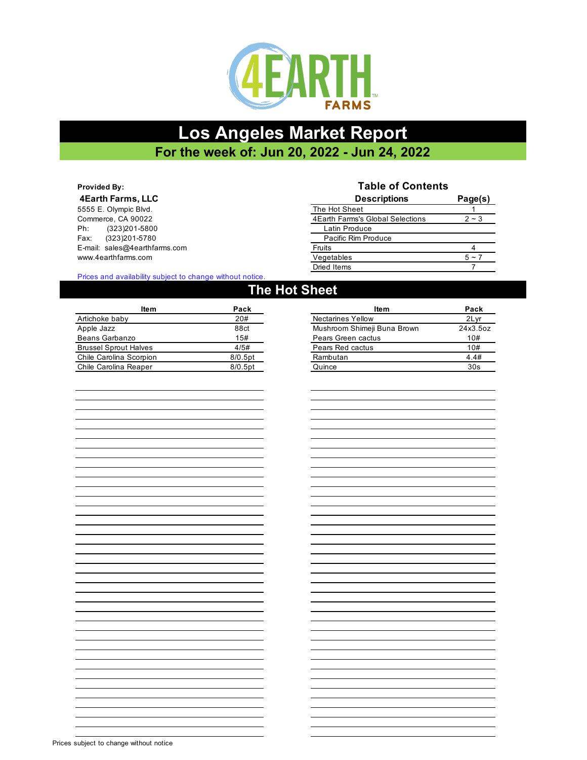4EARTH FARMS

# Los Angeles Market Report

## For the week of: Jun 20, 2022 - Jun 24, 2022

**Provided By:**

**4Earth Farms, LLC**
5555 E. Olympic Blvd.
Commerce, CA 90022
Ph: (323)201-5800
Fax: (323)201-5780
E-mail: sales@4earthfarms.com
www.4earthfarms.com

### Table of Contents

| Descriptions | Page(s) |
| --- | --- |
| The Hot Sheet | 1 |
| 4Earth Farms's Global Selections | 2 ~ 3 |
| Latin Produce | |
| Pacific Rim Produce | |
| Fruits | 4 |
| Vegetables | 5 ~ 7 |
| Dried Items | 7 |

Prices and availability subject to change without notice.

## The Hot Sheet

| Item | Pack |
| --- | --- |
| Artichoke baby | 20# |
| Apple Jazz | 88ct |
| Beans Garbanzo | 15# |
| Brussel Sprout Halves | 4/5# |
| Chile Carolina Scorpion | 8/0.5pt |
| Chile Carolina Reaper | 8/0.5pt |

| Item | Pack |
| --- | --- |
| Nectarines Yellow | 2Lyr |
| Mushroom Shimeji Buna Brown | 24x3.5oz |
| Pears Green cactus | 10# |
| Pears Red cactus | 10# |
| Rambutan | 4.4# |
| Quince | 30s |

Prices subject to change without notice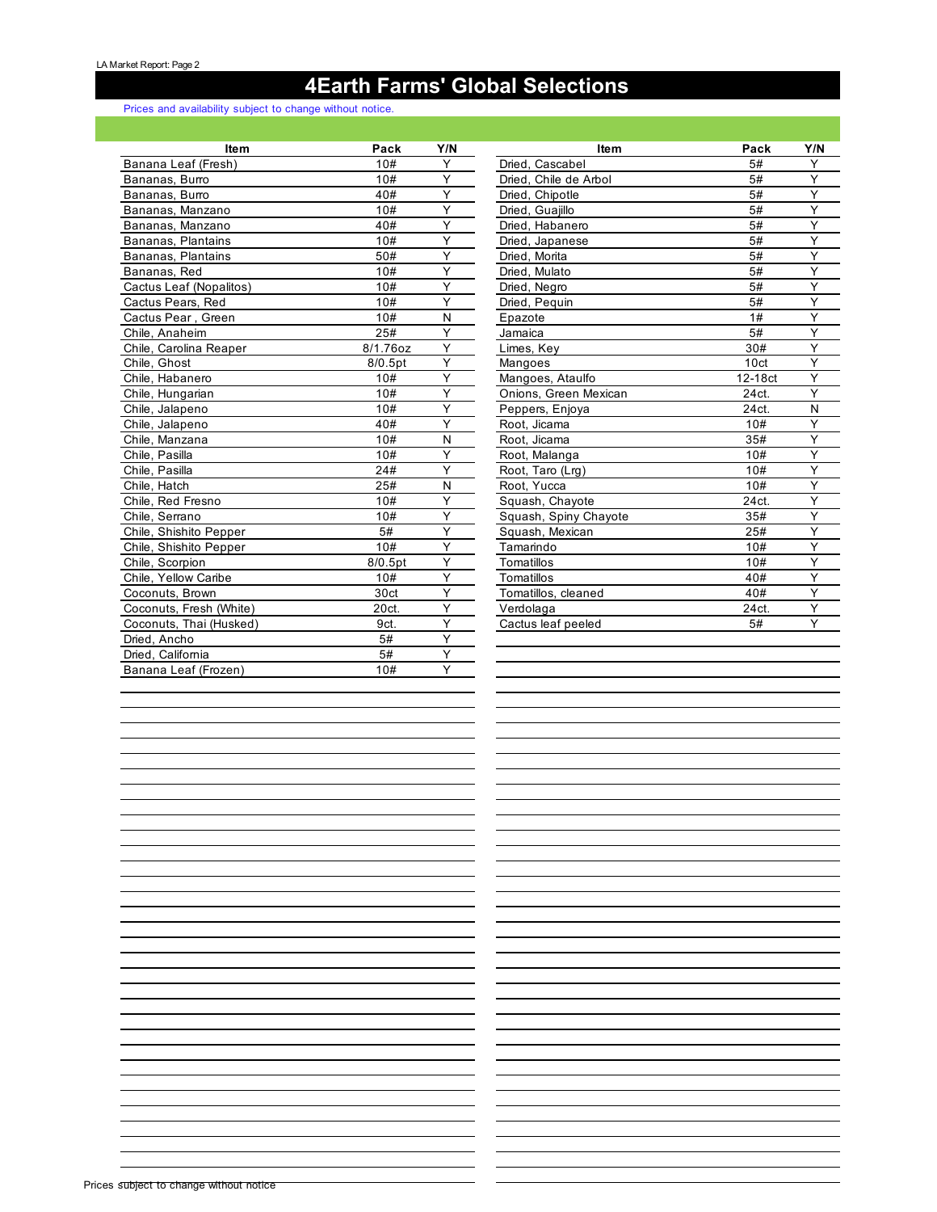# 4Earth Farms' Global Selections

Prices and availability subject to change without notice.

| Item | Pack | Y/N |
|---|---|---|
| Banana Leaf (Fresh) | 10# | Y |
| Bananas, Burro | 10# | Y |
| Bananas, Burro | 40# | Y |
| Bananas, Manzano | 10# | Y |
| Bananas, Manzano | 40# | Y |
| Bananas, Plantains | 10# | Y |
| Bananas, Plantains | 50# | Y |
| Bananas, Red | 10# | Y |
| Cactus Leaf (Nopalitos) | 10# | Y |
| Cactus Pears, Red | 10# | Y |
| Cactus Pear , Green | 10# | N |
| Chile, Anaheim | 25# | Y |
| Chile, Carolina Reaper | 8/1.76oz | Y |
| Chile, Ghost | 8/0.5pt | Y |
| Chile, Habanero | 10# | Y |
| Chile, Hungarian | 10# | Y |
| Chile, Jalapeno | 10# | Y |
| Chile, Jalapeno | 40# | Y |
| Chile, Manzana | 10# | N |
| Chile, Pasilla | 10# | Y |
| Chile, Pasilla | 24# | Y |
| Chile, Hatch | 25# | N |
| Chile, Red Fresno | 10# | Y |
| Chile, Serrano | 10# | Y |
| Chile, Shishito Pepper | 5# | Y |
| Chile, Shishito Pepper | 10# | Y |
| Chile, Scorpion | 8/0.5pt | Y |
| Chile, Yellow Caribe | 10# | Y |
| Coconuts, Brown | 30ct | Y |
| Coconuts, Fresh (White) | 20ct. | Y |
| Coconuts, Thai (Husked) | 9ct. | Y |
| Dried, Ancho | 5# | Y |
| Dried, California | 5# | Y |
| Banana Leaf (Frozen) | 10# | Y |
| Dried, Cascabel | 5# | Y |
| Dried, Chile de Arbol | 5# | Y |
| Dried, Chipotle | 5# | Y |
| Dried, Guajillo | 5# | Y |
| Dried, Habanero | 5# | Y |
| Dried, Japanese | 5# | Y |
| Dried, Morita | 5# | Y |
| Dried, Mulato | 5# | Y |
| Dried, Negro | 5# | Y |
| Dried, Pequin | 5# | Y |
| Epazote | 1# | Y |
| Jamaica | 5# | Y |
| Limes, Key | 30# | Y |
| Mangoes | 10ct | Y |
| Mangoes, Ataulfo | 12-18ct | Y |
| Onions, Green Mexican | 24ct. | Y |
| Peppers, Enjoya | 24ct. | N |
| Root, Jicama | 10# | Y |
| Root, Jicama | 35# | Y |
| Root, Malanga | 10# | Y |
| Root, Taro (Lrg) | 10# | Y |
| Root, Yucca | 10# | Y |
| Squash, Chayote | 24ct. | Y |
| Squash, Spiny Chayote | 35# | Y |
| Squash, Mexican | 25# | Y |
| Tamarindo | 10# | Y |
| Tomatillos | 10# | Y |
| Tomatillos | 40# | Y |
| Tomatillos, cleaned | 40# | Y |
| Verdolaga | 24ct. | Y |
| Cactus leaf peeled | 5# | Y |

Prices subject to change without notice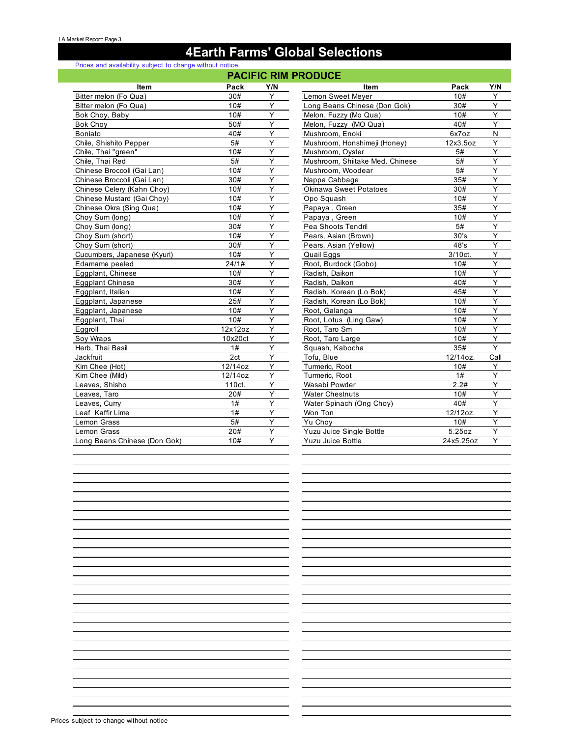# 4Earth Farms' Global Selections

Prices and availability subject to change without notice.

## PACIFIC RIM PRODUCE

| Item | Pack | Y/N |
|---|---|---|
| Bitter melon (Fo Qua) | 30# | Y |
| Bitter melon (Fo Qua) | 10# | Y |
| Bok Choy, Baby | 10# | Y |
| Bok Choy | 50# | Y |
| Boniato | 40# | Y |
| Chile, Shishito Pepper | 5# | Y |
| Chile, Thai "green" | 10# | Y |
| Chile, Thai Red | 5# | Y |
| Chinese Broccoli (Gai Lan) | 10# | Y |
| Chinese Broccoli (Gai Lan) | 30# | Y |
| Chinese Celery (Kahn Choy) | 10# | Y |
| Chinese Mustard (Gai Choy) | 10# | Y |
| Chinese Okra (Sing Qua) | 10# | Y |
| Choy Sum (long) | 10# | Y |
| Choy Sum (long) | 30# | Y |
| Choy Sum (short) | 10# | Y |
| Choy Sum (short) | 30# | Y |
| Cucumbers, Japanese (Kyuri) | 10# | Y |
| Edamame peeled | 24/1# | Y |
| Eggplant, Chinese | 10# | Y |
| Eggplant Chinese | 30# | Y |
| Eggplant, Italian | 10# | Y |
| Eggplant, Japanese | 25# | Y |
| Eggplant, Japanese | 10# | Y |
| Eggplant, Thai | 10# | Y |
| Eggroll | 12x12oz | Y |
| Soy Wraps | 10x20ct | Y |
| Herb, Thai Basil | 1# | Y |
| Jackfruit | 2ct | Y |
| Kim Chee (Hot) | 12/14oz | Y |
| Kim Chee (Mild) | 12/14oz | Y |
| Leaves, Shisho | 110ct. | Y |
| Leaves, Taro | 20# | Y |
| Leaves, Curry | 1# | Y |
| Leaf Kaffir Lime | 1# | Y |
| Lemon Grass | 5# | Y |
| Lemon Grass | 20# | Y |
| Long Beans Chinese (Don Gok) | 10# | Y |
| Lemon Sweet Meyer | 10# | Y |
| Long Beans Chinese (Don Gok) | 30# | Y |
| Melon, Fuzzy (Mo Qua) | 10# | Y |
| Melon, Fuzzy (MO Qua) | 40# | Y |
| Mushroom, Enoki | 6x7oz | N |
| Mushroom, Honshimeji (Honey) | 12x3.5oz | Y |
| Mushroom, Oyster | 5# | Y |
| Mushroom, Shiitake Med. Chinese | 5# | Y |
| Mushroom, Woodear | 5# | Y |
| Nappa Cabbage | 35# | Y |
| Okinawa Sweet Potatoes | 30# | Y |
| Opo Squash | 10# | Y |
| Papaya , Green | 35# | Y |
| Papaya , Green | 10# | Y |
| Pea Shoots Tendril | 5# | Y |
| Pears, Asian (Brown) | 30's | Y |
| Pears, Asian (Yellow) | 48's | Y |
| Quail Eggs | 3/10ct. | Y |
| Root, Burdock (Gobo) | 10# | Y |
| Radish, Daikon | 10# | Y |
| Radish, Daikon | 40# | Y |
| Radish, Korean (Lo Bok) | 45# | Y |
| Radish, Korean (Lo Bok) | 10# | Y |
| Root, Galanga | 10# | Y |
| Root, Lotus (Ling Gaw) | 10# | Y |
| Root, Taro Sm | 10# | Y |
| Root, Taro Large | 10# | Y |
| Squash, Kabocha | 35# | Y |
| Tofu, Blue | 12/14oz. | Call |
| Turmeric, Root | 10# | Y |
| Turmeric, Root | 1# | Y |
| Wasabi Powder | 2.2# | Y |
| Water Chestnuts | 10# | Y |
| Water Spinach (Ong Choy) | 40# | Y |
| Won Ton | 12/12oz. | Y |
| Yu Choy | 10# | Y |
| Yuzu Juice Single Bottle | 5.25oz | Y |
| Yuzu Juice Bottle | 24x5.25oz | Y |

Prices subject to change without notice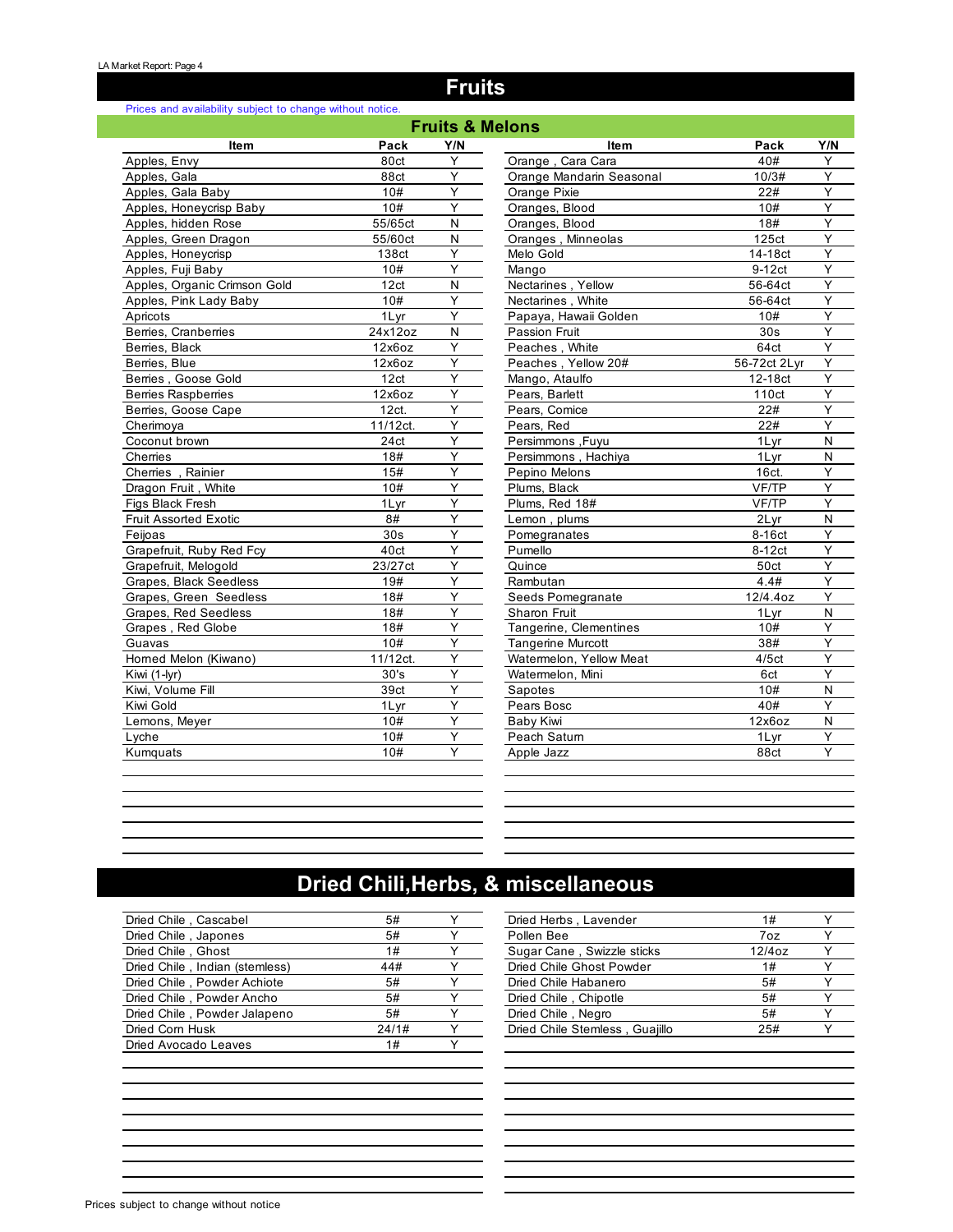# Fruits

Prices and availability subject to change without notice.

## Fruits & Melons

| Item | Pack | Y/N |
|---|---|---|
| Apples, Envy | 80ct | Y |
| Apples, Gala | 88ct | Y |
| Apples, Gala Baby | 10# | Y |
| Apples, Honeycrisp Baby | 10# | Y |
| Apples, hidden Rose | 55/65ct | N |
| Apples, Green Dragon | 55/60ct | N |
| Apples, Honeycrisp | 138ct | Y |
| Apples, Fuji Baby | 10# | Y |
| Apples, Organic Crimson Gold | 12ct | N |
| Apples, Pink Lady Baby | 10# | Y |
| Apricots | 1Lyr | Y |
| Berries, Cranberries | 24x12oz | N |
| Berries, Black | 12x6oz | Y |
| Berries, Blue | 12x6oz | Y |
| Berries , Goose Gold | 12ct | Y |
| Berries Raspberries | 12x6oz | Y |
| Berries, Goose Cape | 12ct. | Y |
| Cherimoya | 11/12ct. | Y |
| Coconut brown | 24ct | Y |
| Cherries | 18# | Y |
| Cherries , Rainier | 15# | Y |
| Dragon Fruit , White | 10# | Y |
| Figs Black Fresh | 1Lyr | Y |
| Fruit Assorted Exotic | 8# | Y |
| Feijoas | 30s | Y |
| Grapefruit, Ruby Red Fcy | 40ct | Y |
| Grapefruit, Melogold | 23/27ct | Y |
| Grapes, Black Seedless | 19# | Y |
| Grapes, Green Seedless | 18# | Y |
| Grapes, Red Seedless | 18# | Y |
| Grapes , Red Globe | 18# | Y |
| Guavas | 10# | Y |
| Horned Melon (Kiwano) | 11/12ct. | Y |
| Kiwi (1-lyr) | 30's | Y |
| Kiwi, Volume Fill | 39ct | Y |
| Kiwi Gold | 1Lyr | Y |
| Lemons, Meyer | 10# | Y |
| Lyche | 10# | Y |
| Kumquats | 10# | Y |
| Orange , Cara Cara | 40# | Y |
| Orange Mandarin Seasonal | 10/3# | Y |
| Orange Pixie | 22# | Y |
| Oranges, Blood | 10# | Y |
| Oranges, Blood | 18# | Y |
| Oranges , Minneolas | 125ct | Y |
| Melo Gold | 14-18ct | Y |
| Mango | 9-12ct | Y |
| Nectarines , Yellow | 56-64ct | Y |
| Nectarines , White | 56-64ct | Y |
| Papaya, Hawaii Golden | 10# | Y |
| Passion Fruit | 30s | Y |
| Peaches , White | 64ct | Y |
| Peaches , Yellow 20# | 56-72ct 2Lyr | Y |
| Mango, Ataulfo | 12-18ct | Y |
| Pears, Barlett | 110ct | Y |
| Pears, Comice | 22# | Y |
| Pears, Red | 22# | Y |
| Persimmons ,Fuyu | 1Lyr | N |
| Persimmons , Hachiya | 1Lyr | N |
| Pepino Melons | 16ct. | Y |
| Plums, Black | VF/TP | Y |
| Plums, Red 18# | VF/TP | Y |
| Lemon , plums | 2Lyr | N |
| Pomegranates | 8-16ct | Y |
| Pumello | 8-12ct | Y |
| Quince | 50ct | Y |
| Rambutan | 4.4# | Y |
| Seeds Pomegranate | 12/4.4oz | Y |
| Sharon Fruit | 1Lyr | N |
| Tangerine, Clementines | 10# | Y |
| Tangerine Murcott | 38# | Y |
| Watermelon, Yellow Meat | 4/5ct | Y |
| Watermelon, Mini | 6ct | Y |
| Sapotes | 10# | N |
| Pears Bosc | 40# | Y |
| Baby Kiwi | 12x6oz | N |
| Peach Saturn | 1Lyr | Y |
| Apple Jazz | 88ct | Y |

# Dried Chili,Herbs, & miscellaneous

| Item | Pack | Y/N |
|---|---|---|
| Dried Chile , Cascabel | 5# | Y |
| Dried Chile , Japones | 5# | Y |
| Dried Chile , Ghost | 1# | Y |
| Dried Chile , Indian (stemless) | 44# | Y |
| Dried Chile , Powder Achiote | 5# | Y |
| Dried Chile , Powder Ancho | 5# | Y |
| Dried Chile , Powder Jalapeno | 5# | Y |
| Dried Corn Husk | 24/1# | Y |
| Dried Avocado Leaves | 1# | Y |
| Dried Herbs , Lavender | 1# | Y |
| Pollen Bee | 7oz | Y |
| Sugar Cane , Swizzle sticks | 12/4oz | Y |
| Dried Chile Ghost Powder | 1# | Y |
| Dried Chile Habanero | 5# | Y |
| Dried Chile , Chipotle | 5# | Y |
| Dried Chile , Negro | 5# | Y |
| Dried Chile Stemless , Guajillo | 25# | Y |

Prices subject to change without notice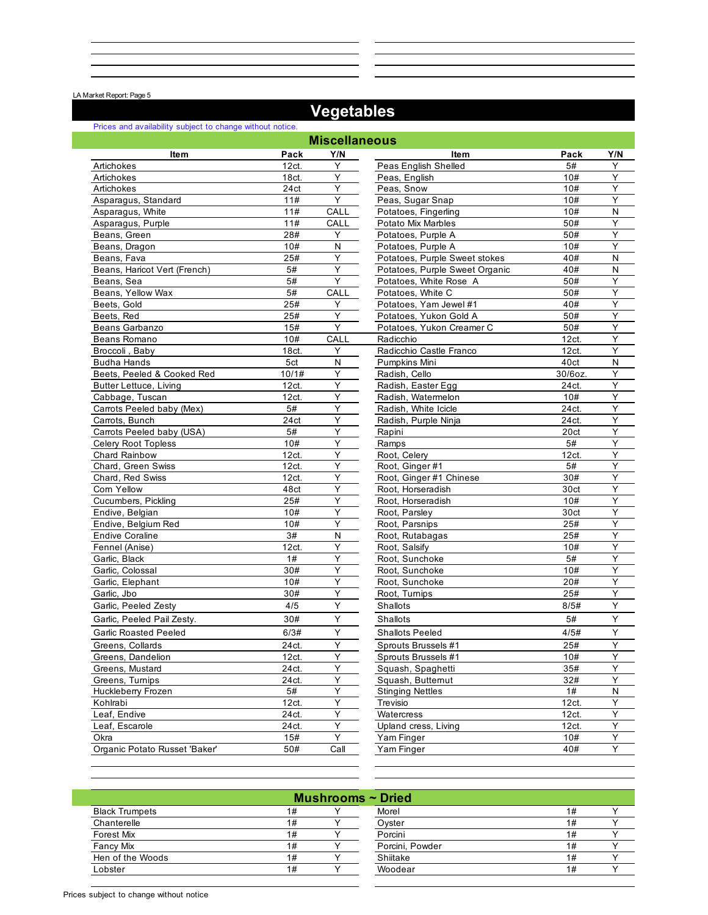# Vegetables

Prices and availability subject to change without notice.

## Miscellaneous

| Item | Pack | Y/N |
|---|---|---|
| Artichokes | 12ct. | Y |
| Artichokes | 18ct. | Y |
| Artichokes | 24ct | Y |
| Asparagus, Standard | 11# | Y |
| Asparagus, White | 11# | CALL |
| Asparagus, Purple | 11# | CALL |
| Beans, Green | 28# | Y |
| Beans, Dragon | 10# | N |
| Beans, Fava | 25# | Y |
| Beans, Haricot Vert (French) | 5# | Y |
| Beans, Sea | 5# | Y |
| Beans, Yellow Wax | 5# | CALL |
| Beets, Gold | 25# | Y |
| Beets, Red | 25# | Y |
| Beans Garbanzo | 15# | Y |
| Beans Romano | 10# | CALL |
| Broccoli , Baby | 18ct. | Y |
| Budha Hands | 5ct | N |
| Beets, Peeled & Cooked Red | 10/1# | Y |
| Butter Lettuce, Living | 12ct. | Y |
| Cabbage, Tuscan | 12ct. | Y |
| Carrots Peeled baby (Mex) | 5# | Y |
| Carrots, Bunch | 24ct | Y |
| Carrots Peeled baby (USA) | 5# | Y |
| Celery Root Topless | 10# | Y |
| Chard Rainbow | 12ct. | Y |
| Chard, Green Swiss | 12ct. | Y |
| Chard, Red Swiss | 12ct. | Y |
| Corn Yellow | 48ct | Y |
| Cucumbers, Pickling | 25# | Y |
| Endive, Belgian | 10# | Y |
| Endive, Belgium Red | 10# | Y |
| Endive Coraline | 3# | N |
| Fennel (Anise) | 12ct. | Y |
| Garlic, Black | 1# | Y |
| Garlic, Colossal | 30# | Y |
| Garlic, Elephant | 10# | Y |
| Garlic, Jbo | 30# | Y |
| Garlic, Peeled Zesty | 4/5 | Y |
| Garlic, Peeled Pail Zesty. | 30# | Y |
| Garlic Roasted Peeled | 6/3# | Y |
| Greens, Collards | 24ct. | Y |
| Greens, Dandelion | 12ct. | Y |
| Greens, Mustard | 24ct. | Y |
| Greens, Turnips | 24ct. | Y |
| Huckleberry Frozen | 5# | Y |
| Kohlrabi | 12ct. | Y |
| Leaf, Endive | 24ct. | Y |
| Leaf, Escarole | 24ct. | Y |
| Okra | 15# | Y |
| Organic Potato Russet 'Baker' | 50# | Call |
| Peas English Shelled | 5# | Y |
| Peas, English | 10# | Y |
| Peas, Snow | 10# | Y |
| Peas, Sugar Snap | 10# | Y |
| Potatoes, Fingerling | 10# | N |
| Potato Mix Marbles | 50# | Y |
| Potatoes, Purple A | 50# | Y |
| Potatoes, Purple A | 10# | Y |
| Potatoes, Purple Sweet stokes | 40# | N |
| Potatoes, Purple Sweet Organic | 40# | N |
| Potatoes, White Rose A | 50# | Y |
| Potatoes, White C | 50# | Y |
| Potatoes, Yam Jewel #1 | 40# | Y |
| Potatoes, Yukon Gold A | 50# | Y |
| Potatoes, Yukon Creamer C | 50# | Y |
| Radicchio | 12ct. | Y |
| Radicchio Castle Franco | 12ct. | Y |
| Pumpkins Mini | 40ct | N |
| Radish, Cello | 30/6oz. | Y |
| Radish, Easter Egg | 24ct. | Y |
| Radish, Watermelon | 10# | Y |
| Radish, White Icicle | 24ct. | Y |
| Radish, Purple Ninja | 24ct. | Y |
| Rapini | 20ct | Y |
| Ramps | 5# | Y |
| Root, Celery | 12ct. | Y |
| Root, Ginger #1 | 5# | Y |
| Root, Ginger #1 Chinese | 30# | Y |
| Root, Horseradish | 30ct | Y |
| Root, Horseradish | 10# | Y |
| Root, Parsley | 30ct | Y |
| Root, Parsnips | 25# | Y |
| Root, Rutabagas | 25# | Y |
| Root, Salsify | 10# | Y |
| Root, Sunchoke | 5# | Y |
| Root, Sunchoke | 10# | Y |
| Root, Sunchoke | 20# | Y |
| Root, Turnips | 25# | Y |
| Shallots | 8/5# | Y |
| Shallots | 5# | Y |
| Shallots Peeled | 4/5# | Y |
| Sprouts Brussels #1 | 25# | Y |
| Sprouts Brussels #1 | 10# | Y |
| Squash, Spaghetti | 35# | Y |
| Squash, Butternut | 32# | Y |
| Stinging Nettles | 1# | N |
| Trevisio | 12ct. | Y |
| Watercress | 12ct. | Y |
| Upland cress, Living | 12ct. | Y |
| Yam Finger | 10# | Y |
| Yam Finger | 40# | Y |

## Mushrooms ~ Dried

| Item | Pack | Y/N |
|---|---|---|
| Black Trumpets | 1# | Y |
| Chanterelle | 1# | Y |
| Forest Mix | 1# | Y |
| Fancy Mix | 1# | Y |
| Hen of the Woods | 1# | Y |
| Lobster | 1# | Y |
| Morel | 1# | Y |
| Oyster | 1# | Y |
| Porcini | 1# | Y |
| Porcini, Powder | 1# | Y |
| Shiitake | 1# | Y |
| Woodear | 1# | Y |

Prices subject to change without notice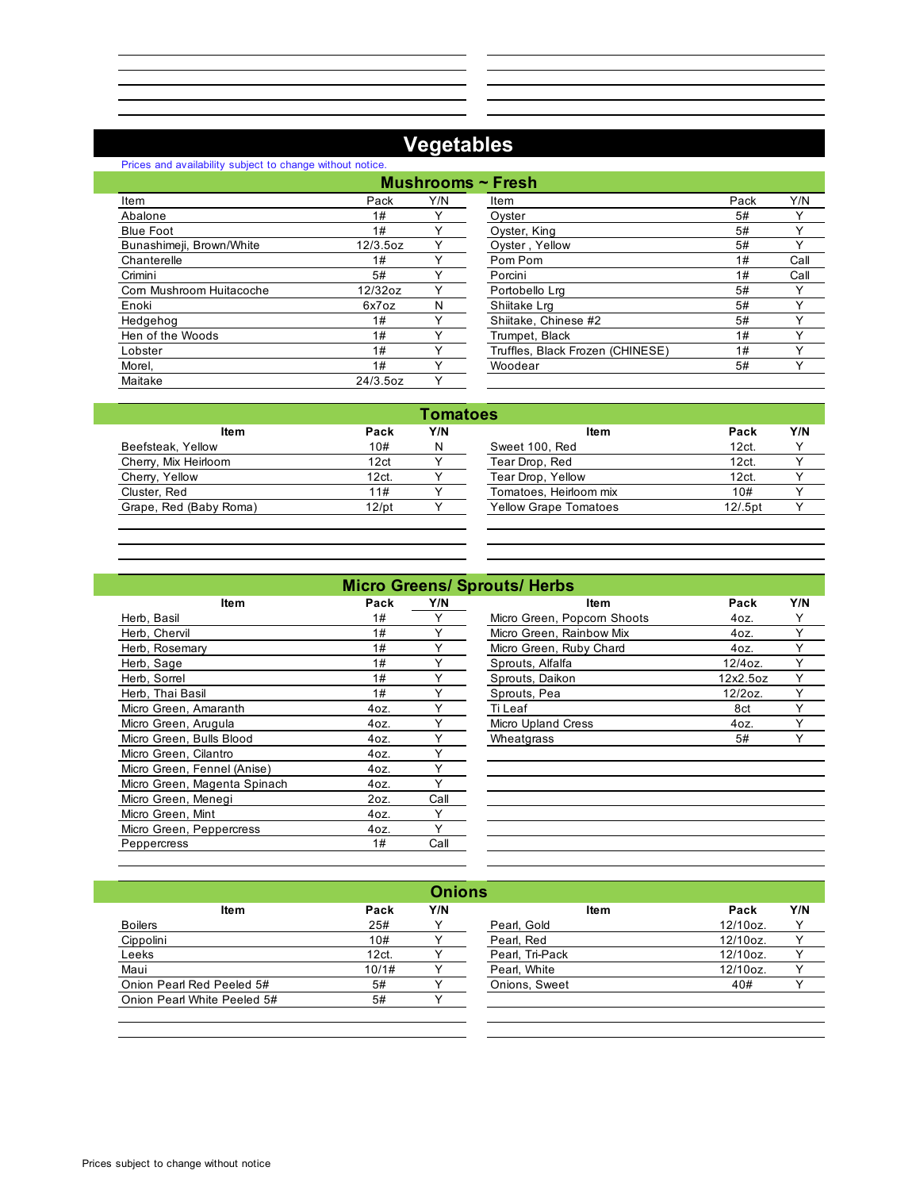# Vegetables

Prices and availability subject to change without notice.

## Mushrooms ~ Fresh

| Item | Pack | Y/N | Item | Pack | Y/N |
|---|---|---|---|---|---|
| Abalone | 1# | Y | Oyster | 5# | Y |
| Blue Foot | 1# | Y | Oyster, King | 5# | Y |
| Bunashimeji, Brown/White | 12/3.5oz | Y | Oyster , Yellow | 5# | Y |
| Chanterelle | 1# | Y | Pom Pom | 1# | Call |
| Crimini | 5# | Y | Porcini | 1# | Call |
| Corn Mushroom Huitacoche | 12/32oz | Y | Portobello Lrg | 5# | Y |
| Enoki | 6x7oz | N | Shiitake Lrg | 5# | Y |
| Hedgehog | 1# | Y | Shiitake, Chinese #2 | 5# | Y |
| Hen of the Woods | 1# | Y | Trumpet, Black | 1# | Y |
| Lobster | 1# | Y | Truffles, Black Frozen (CHINESE) | 1# | Y |
| Morel, | 1# | Y | Woodear | 5# | Y |
| Maitake | 24/3.5oz | Y | | | |

## Tomatoes

| Item | Pack | Y/N | Item | Pack | Y/N |
|---|---|---|---|---|---|
| Beefsteak, Yellow | 10# | N | Sweet 100, Red | 12ct. | Y |
| Cherry, Mix Heirloom | 12ct | Y | Tear Drop, Red | 12ct. | Y |
| Cherry, Yellow | 12ct. | Y | Tear Drop, Yellow | 12ct. | Y |
| Cluster, Red | 11# | Y | Tomatoes, Heirloom mix | 10# | Y |
| Grape, Red (Baby Roma) | 12/pt | Y | Yellow Grape Tomatoes | 12/.5pt | Y |

## Micro Greens/ Sprouts/ Herbs

| Item | Pack | Y/N | Item | Pack | Y/N |
|---|---|---|---|---|---|
| Herb, Basil | 1# | Y | Micro Green, Popcorn Shoots | 4oz. | Y |
| Herb, Chervil | 1# | Y | Micro Green, Rainbow Mix | 4oz. | Y |
| Herb, Rosemary | 1# | Y | Micro Green, Ruby Chard | 4oz. | Y |
| Herb, Sage | 1# | Y | Sprouts, Alfalfa | 12/4oz. | Y |
| Herb, Sorrel | 1# | Y | Sprouts, Daikon | 12x2.5oz | Y |
| Herb, Thai Basil | 1# | Y | Sprouts, Pea | 12/2oz. | Y |
| Micro Green, Amaranth | 4oz. | Y | Ti Leaf | 8ct | Y |
| Micro Green, Arugula | 4oz. | Y | Micro Upland Cress | 4oz. | Y |
| Micro Green, Bulls Blood | 4oz. | Y | Wheatgrass | 5# | Y |
| Micro Green, Cilantro | 4oz. | Y | | | |
| Micro Green, Fennel (Anise) | 4oz. | Y | | | |
| Micro Green, Magenta Spinach | 4oz. | Y | | | |
| Micro Green, Menegi | 2oz. | Call | | | |
| Micro Green, Mint | 4oz. | Y | | | |
| Micro Green, Peppercress | 4oz. | Y | | | |
| Peppercress | 1# | Call | | | |

## Onions

| Item | Pack | Y/N | Item | Pack | Y/N |
|---|---|---|---|---|---|
| Boilers | 25# | Y | Pearl, Gold | 12/10oz. | Y |
| Cippolini | 10# | Y | Pearl, Red | 12/10oz. | Y |
| Leeks | 12ct. | Y | Pearl, Tri-Pack | 12/10oz. | Y |
| Maui | 10/1# | Y | Pearl, White | 12/10oz. | Y |
| Onion Pearl Red Peeled 5# | 5# | Y | Onions, Sweet | 40# | Y |
| Onion Pearl White Peeled 5# | 5# | Y | | | |

Prices subject to change without notice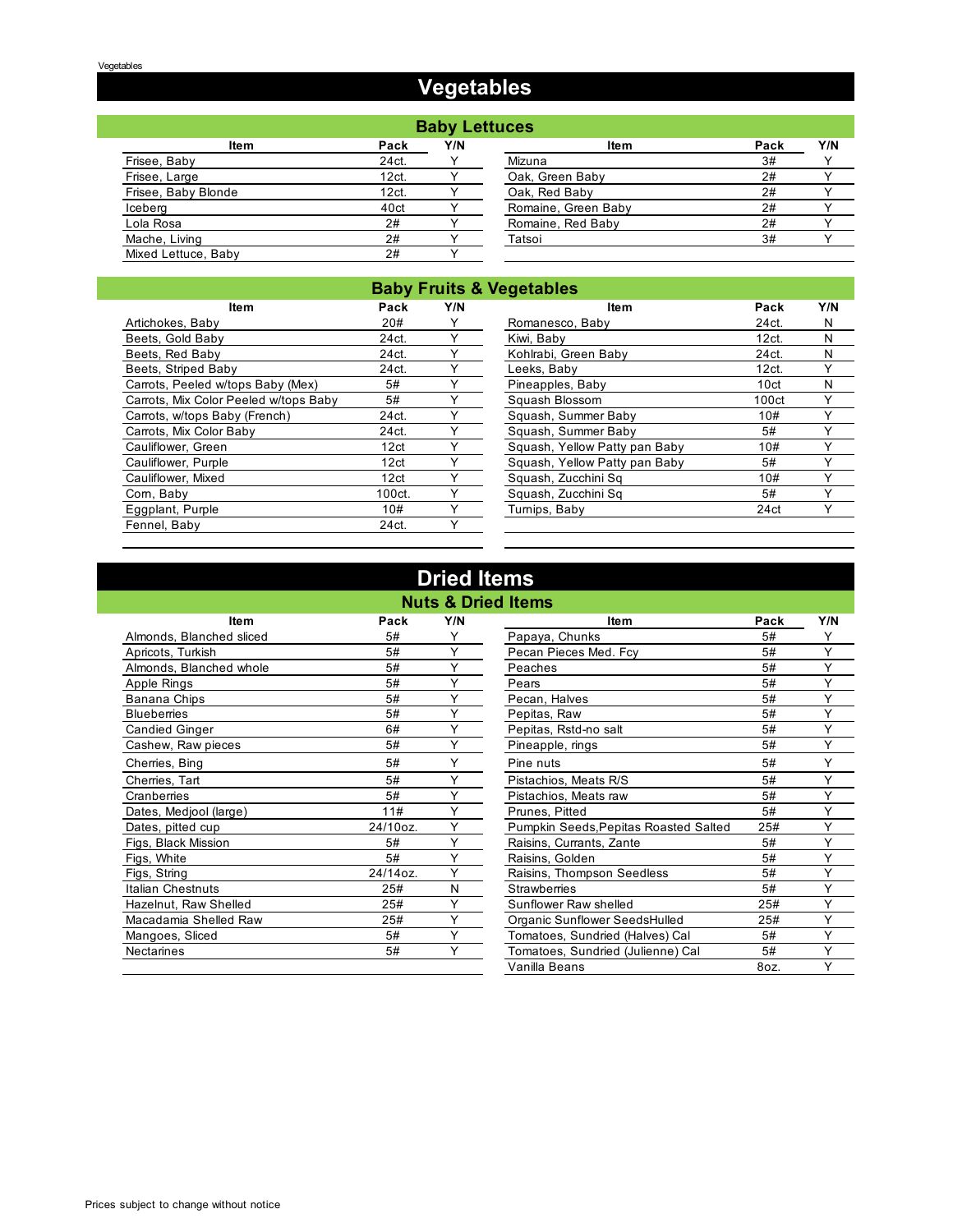# Vegetables

## Baby Lettuces

| Item | Pack | Y/N |
|---|---|---|
| Frisee, Baby | 24ct. | Y |
| Frisee, Large | 12ct. | Y |
| Frisee, Baby Blonde | 12ct. | Y |
| Iceberg | 40ct | Y |
| Lola Rosa | 2# | Y |
| Mache, Living | 2# | Y |
| Mixed Lettuce, Baby | 2# | Y |
| Mizuna | 3# | Y |
| Oak, Green Baby | 2# | Y |
| Oak, Red Baby | 2# | Y |
| Romaine, Green Baby | 2# | Y |
| Romaine, Red Baby | 2# | Y |
| Tatsoi | 3# | Y |

## Baby Fruits & Vegetables

| Item | Pack | Y/N |
|---|---|---|
| Artichokes, Baby | 20# | Y |
| Beets, Gold Baby | 24ct. | Y |
| Beets, Red Baby | 24ct. | Y |
| Beets, Striped Baby | 24ct. | Y |
| Carrots, Peeled w/tops Baby (Mex) | 5# | Y |
| Carrots, Mix Color Peeled w/tops Baby | 5# | Y |
| Carrots, w/tops Baby (French) | 24ct. | Y |
| Carrots, Mix Color Baby | 24ct. | Y |
| Cauliflower, Green | 12ct | Y |
| Cauliflower, Purple | 12ct | Y |
| Cauliflower, Mixed | 12ct | Y |
| Corn, Baby | 100ct. | Y |
| Eggplant, Purple | 10# | Y |
| Fennel, Baby | 24ct. | Y |
| Romanesco, Baby | 24ct. | N |
| Kiwi, Baby | 12ct. | N |
| Kohlrabi, Green Baby | 24ct. | N |
| Leeks, Baby | 12ct. | Y |
| Pineapples, Baby | 10ct | N |
| Squash Blossom | 100ct | Y |
| Squash, Summer Baby | 10# | Y |
| Squash, Summer Baby | 5# | Y |
| Squash, Yellow Patty pan Baby | 10# | Y |
| Squash, Yellow Patty pan Baby | 5# | Y |
| Squash, Zucchini Sq | 10# | Y |
| Squash, Zucchini Sq | 5# | Y |
| Turnips, Baby | 24ct | Y |

# Dried Items

## Nuts & Dried Items

| Item | Pack | Y/N |
|---|---|---|
| Almonds, Blanched sliced | 5# | Y |
| Apricots, Turkish | 5# | Y |
| Almonds, Blanched whole | 5# | Y |
| Apple Rings | 5# | Y |
| Banana Chips | 5# | Y |
| Blueberries | 5# | Y |
| Candied Ginger | 6# | Y |
| Cashew, Raw pieces | 5# | Y |
| Cherries, Bing | 5# | Y |
| Cherries, Tart | 5# | Y |
| Cranberries | 5# | Y |
| Dates, Medjool (large) | 11# | Y |
| Dates, pitted cup | 24/10oz. | Y |
| Figs, Black Mission | 5# | Y |
| Figs, White | 5# | Y |
| Figs, String | 24/14oz. | Y |
| Italian Chestnuts | 25# | N |
| Hazelnut, Raw Shelled | 25# | Y |
| Macadamia Shelled Raw | 25# | Y |
| Mangoes, Sliced | 5# | Y |
| Nectarines | 5# | Y |
| Papaya, Chunks | 5# | Y |
| Pecan Pieces Med. Fcy | 5# | Y |
| Peaches | 5# | Y |
| Pears | 5# | Y |
| Pecan, Halves | 5# | Y |
| Pepitas, Raw | 5# | Y |
| Pepitas, Rstd-no salt | 5# | Y |
| Pineapple, rings | 5# | Y |
| Pine nuts | 5# | Y |
| Pistachios, Meats R/S | 5# | Y |
| Pistachios, Meats raw | 5# | Y |
| Prunes, Pitted | 5# | Y |
| Pumpkin Seeds,Pepitas Roasted Salted | 25# | Y |
| Raisins, Currants, Zante | 5# | Y |
| Raisins, Golden | 5# | Y |
| Raisins, Thompson Seedless | 5# | Y |
| Strawberries | 5# | Y |
| Sunflower Raw shelled | 25# | Y |
| Organic Sunflower SeedsHulled | 25# | Y |
| Tomatoes, Sundried (Halves) Cal | 5# | Y |
| Tomatoes, Sundried (Julienne) Cal | 5# | Y |
| Vanilla Beans | 8oz. | Y |

Prices subject to change without notice